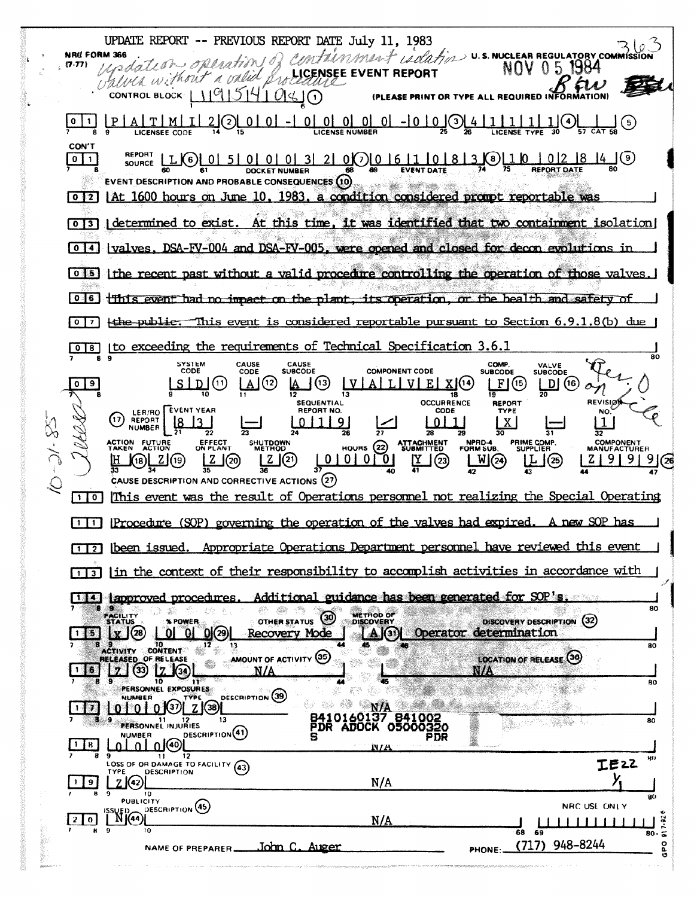UPDATE REPORT -- PREVIOUS REPORT DATE July 11, 1983

NRC FORM 366 (7-77)

*updation operation of containment isolation valves without a valid procedure*

U. S. NUCLEAR REGULATORY COMMISSION

NOV 05 1984

# LICENSEE EVENT REPORT

CONTROL BLOCK: 1 1 9 5 4 0 4 (1) (PLEASE PRINT OR TYPE ALL REQUIRED INFORMATION)

| | |
|---|---|
| 01 | LICENSEE CODE: P A T M I 2 (2) LICENSE NUMBER: 0 0 - 0 0 0 0 0 - 0 0 (3) LICENSE TYPE: 4 1 1 1 1 (4) CAT: (5) |
| CON'T 01 | REPORT SOURCE: L (6) DOCKET NUMBER: 0 5 0 0 0 3 2 0 (7) EVENT DATE: 0 6 1 0 8 3 (8) REPORT DATE: 1 0 0 2 8 4 (9) |

**EVENT DESCRIPTION AND PROBABLE CONSEQUENCES (10)**

02 At 1600 hours on June 10, 1983, a condition considered prompt reportable was
03 determined to exist. At this time, it was identified that two containment isolation
04 valves, DSA-FV-004 and DSA-FV-005, were opened and closed for decon evolutions in
05 the recent past without a valid procedure controlling the operation of those valves.
06 ~~This event had no impact on the plant, its operation, or the health and safety of~~
07 ~~the public.~~ This event is considered reportable pursuant to Section 6.9.1.8(b) due
08 to exceeding the requirements of Technical Specification 3.6.1

| SYSTEM CODE | CAUSE CODE | CAUSE SUBCODE | COMPONENT CODE | COMP. SUBCODE | VALVE SUBCODE |
|---|---|---|---|---|---|
| S D (11) | A (12) | A (13) | V A L V E X (14) | F (15) | D (16) |

| LER/RO REPORT NUMBER (17) | EVENT YEAR | | SEQUENTIAL REPORT NO. | | OCCURRENCE CODE | REPORT TYPE | | REVISION NO. |
|---|---|---|---|---|---|---|---|---|
| | 8 3 | — | 0 1 1 9 | / | 0 1 | X | — | 1 |

| ACTION TAKEN | FUTURE ACTION | EFFECT ON PLANT | SHUTDOWN METHOD | HOURS (22) | ATTACHMENT SUBMITTED | NPRD-4 FORM SUB. | PRIME COMP. SUPPLIER | COMPONENT MANUFACTURER |
|---|---|---|---|---|---|---|---|---|
| H (18) | Z (19) | Z (20) | Z (21) | 0 0 0 0 | Y (23) | W (24) | L (25) | Z 9 9 9 (26) |

**CAUSE DESCRIPTION AND CORRECTIVE ACTIONS (27)**

10 This event was the result of Operations personnel not realizing the Special Operating
11 Procedure (SOP) governing the operation of the valves had expired. A new SOP has
12 been issued. Appropriate Operations Department personnel have reviewed this event
13 in the context of their responsibility to accomplish activities in accordance with
14 approved procedures. Additional guidance has been generated for SOP's.

| | FACILITY STATUS | % POWER | OTHER STATUS (30) | METHOD OF DISCOVERY | DISCOVERY DESCRIPTION (32) |
|---|---|---|---|---|---|
| 15 | X (28) | 0 0 0 (29) | Recovery Mode | A (31) | Operator determination |

| | ACTIVITY RELEASED | CONTENT OF RELEASE | AMOUNT OF ACTIVITY (35) | LOCATION OF RELEASE (36) |
|---|---|---|---|---|
| 16 | Z (33) | Z (34) | N/A | N/A |

| | PERSONNEL EXPOSURES NUMBER | TYPE | DESCRIPTION (39) |
|---|---|---|---|
| 17 | 0 0 0 (37) | Z (38) | N/A |

| | PERSONNEL INJURIES NUMBER | DESCRIPTION (41) |
|---|---|---|
| 18 | 0 0 0 (40) | N/A |

8410160137 841002
PDR ADOCK 05000320
S PDR

| | LOSS OF OR DAMAGE TO FACILITY (43) TYPE | DESCRIPTION |
|---|---|---|
| 19 | Z (42) | N/A |

| | PUBLICITY ISSUED | DESCRIPTION (45) |
|---|---|---|
| 20 | N (44) | N/A |

NRC USE ONLY

NAME OF PREPARER: John C. Auger PHONE: (717) 948-8244

*Rev. 0 on file*

*10-21-85*

IE22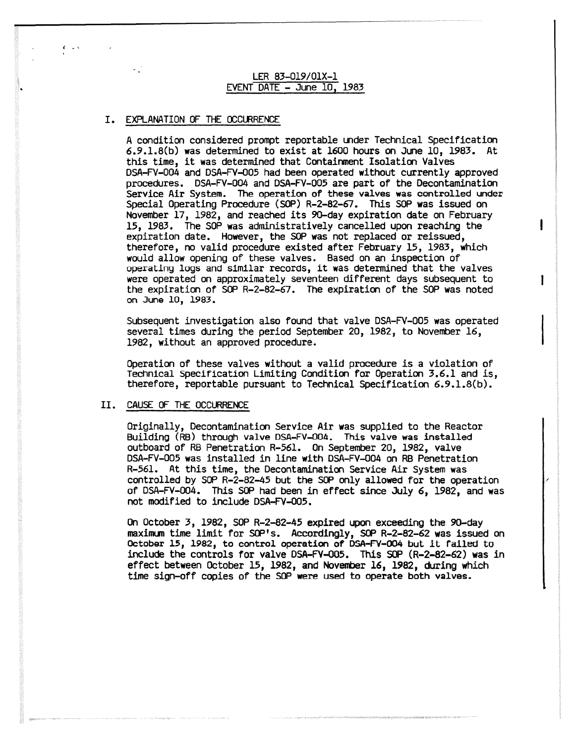LER 83-019/01X-1
EVENT DATE - June 10, 1983

## I. EXPLANATION OF THE OCCURRENCE

A condition considered prompt reportable under Technical Specification 6.9.1.8(b) was determined to exist at 1600 hours on June 10, 1983. At this time, it was determined that Containment Isolation Valves DSA-FV-004 and DSA-FV-005 had been operated without currently approved procedures. DSA-FV-004 and DSA-FV-005 are part of the Decontamination Service Air System. The operation of these valves was controlled under Special Operating Procedure (SOP) R-2-82-67. This SOP was issued on November 17, 1982, and reached its 90-day expiration date on February 15, 1983. The SOP was administratively cancelled upon reaching the expiration date. However, the SOP was not replaced or reissued, therefore, no valid procedure existed after February 15, 1983, which would allow opening of these valves. Based on an inspection of operating logs and similar records, it was determined that the valves were operated on approximately seventeen different days subsequent to the expiration of SOP R-2-82-67. The expiration of the SOP was noted on June 10, 1983.

Subsequent investigation also found that valve DSA-FV-005 was operated several times during the period September 20, 1982, to November 16, 1982, without an approved procedure.

Operation of these valves without a valid procedure is a violation of Technical Specification Limiting Condition for Operation 3.6.1 and is, therefore, reportable pursuant to Technical Specification 6.9.1.8(b).

## II. CAUSE OF THE OCCURRENCE

Originally, Decontamination Service Air was supplied to the Reactor Building (RB) through valve DSA-FV-004. This valve was installed outboard of RB Penetration R-561. On September 20, 1982, valve DSA-FV-005 was installed in line with DSA-FV-004 on RB Penetration R-561. At this time, the Decontamination Service Air System was controlled by SOP R-2-82-45 but the SOP only allowed for the operation of DSA-FV-004. This SOP had been in effect since July 6, 1982, and was not modified to include DSA-FV-005.

On October 3, 1982, SOP R-2-82-45 expired upon exceeding the 90-day maximum time limit for SOP's. Accordingly, SOP R-2-82-62 was issued on October 15, 1982, to control operation of DSA-FV-004 but it failed to include the controls for valve DSA-FV-005. This SOP (R-2-82-62) was in effect between October 15, 1982, and November 16, 1982, during which time sign-off copies of the SOP were used to operate both valves.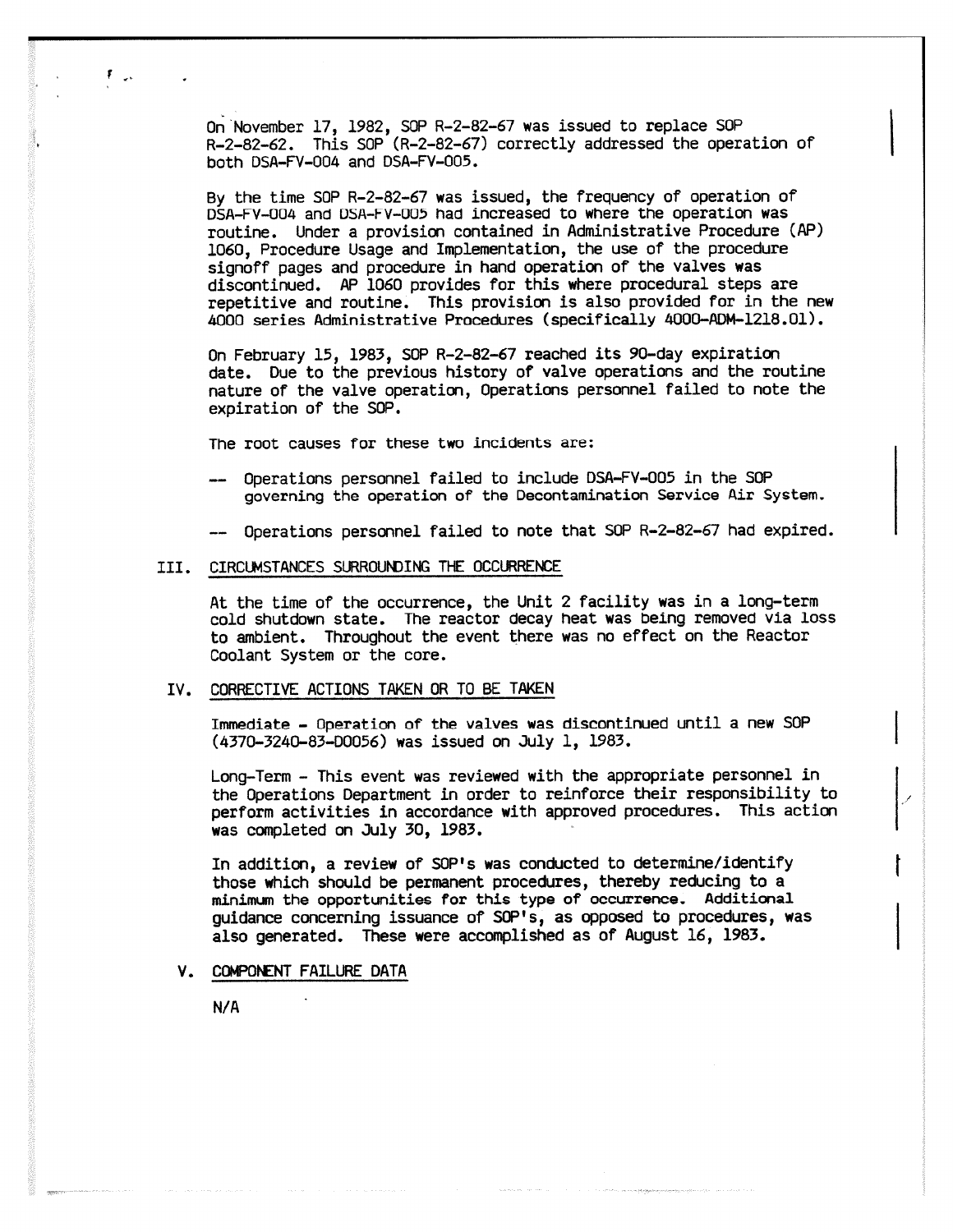On November 17, 1982, SOP R-2-82-67 was issued to replace SOP R-2-82-62. This SOP (R-2-82-67) correctly addressed the operation of both DSA-FV-004 and DSA-FV-005.

By the time SOP R-2-82-67 was issued, the frequency of operation of DSA-FV-004 and DSA-FV-005 had increased to where the operation was routine. Under a provision contained in Administrative Procedure (AP) 1060, Procedure Usage and Implementation, the use of the procedure signoff pages and procedure in hand operation of the valves was discontinued. AP 1060 provides for this where procedural steps are repetitive and routine. This provision is also provided for in the new 4000 series Administrative Procedures (specifically 4000-ADM-1218.01).

On February 15, 1983, SOP R-2-82-67 reached its 90-day expiration date. Due to the previous history of valve operations and the routine nature of the valve operation, Operations personnel failed to note the expiration of the SOP.

The root causes for these two incidents are:

- -- Operations personnel failed to include DSA-FV-005 in the SOP governing the operation of the Decontamination Service Air System.
- -- Operations personnel failed to note that SOP R-2-82-67 had expired.

## III. CIRCUMSTANCES SURROUNDING THE OCCURRENCE

At the time of the occurrence, the Unit 2 facility was in a long-term cold shutdown state. The reactor decay heat was being removed via loss to ambient. Throughout the event there was no effect on the Reactor Coolant System or the core.

## IV. CORRECTIVE ACTIONS TAKEN OR TO BE TAKEN

Immediate - Operation of the valves was discontinued until a new SOP (4370-3240-83-D0056) was issued on July 1, 1983.

Long-Term - This event was reviewed with the appropriate personnel in the Operations Department in order to reinforce their responsibility to perform activities in accordance with approved procedures. This action was completed on July 30, 1983.

In addition, a review of SOP's was conducted to determine/identify those which should be permanent procedures, thereby reducing to a minimum the opportunities for this type of occurrence. Additional guidance concerning issuance of SOP's, as opposed to procedures, was also generated. These were accomplished as of August 16, 1983.

## V. COMPONENT FAILURE DATA

N/A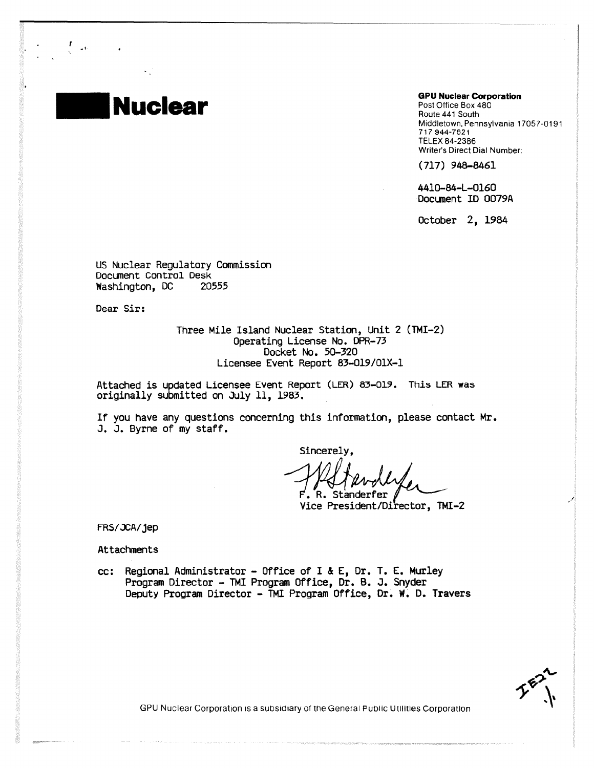# Nuclear

**GPU Nuclear Corporation**
Post Office Box 480
Route 441 South
Middletown, Pennsylvania 17057-0191
717 944-7621
TELEX 84-2386
Writer's Direct Dial Number:

(717) 948-8461

4410-84-L-0160
Document ID 0079A

October 2, 1984

US Nuclear Regulatory Commission
Document Control Desk
Washington, DC 20555

Dear Sir:

Three Mile Island Nuclear Station, Unit 2 (TMI-2)
Operating License No. DPR-73
Docket No. 50-320
Licensee Event Report 83-019/01X-1

Attached is updated Licensee Event Report (LER) 83-019. This LER was originally submitted on July 11, 1983.

If you have any questions concerning this information, please contact Mr. J. J. Byrne of my staff.

Sincerely,

F. R. Standerfer
Vice President/Director, TMI-2

FRS/JCA/jep

Attachments

cc: Regional Administrator - Office of I & E, Dr. T. E. Murley
Program Director - TMI Program Office, Dr. B. J. Snyder
Deputy Program Director - TMI Program Office, Dr. W. D. Travers

IE22

GPU Nuclear Corporation is a subsidiary of the General Public Utilities Corporation